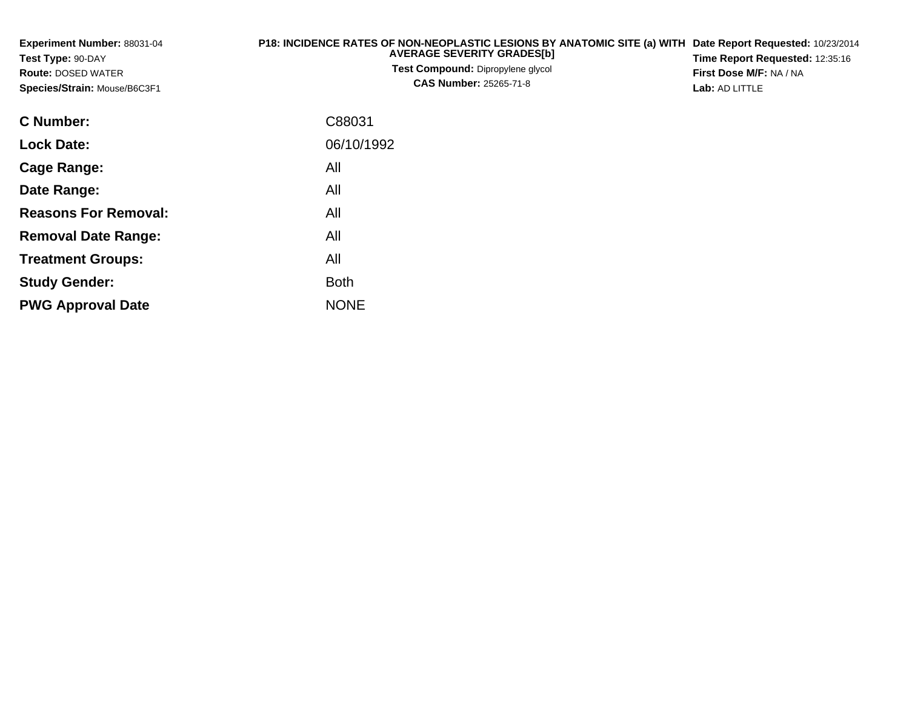**Experiment Number:** 88031-04
**Test Type:** 90-DAY
**Route:** DOSED WATER
**Species/Strain:** Mouse/B6C3F1

**P18: INCIDENCE RATES OF NON-NEOPLASTIC LESIONS BY ANATOMIC SITE (a) WITH AVERAGE SEVERITY GRADES[b]**
**Test Compound:** Dipropylene glycol
**CAS Number:** 25265-71-8

**Date Report Requested:** 10/23/2014
**Time Report Requested:** 12:35:16
**First Dose M/F:** NA / NA
**Lab:** AD LITTLE

| | |
|---|---|
| **C Number:** | C88031 |
| **Lock Date:** | 06/10/1992 |
| **Cage Range:** | All |
| **Date Range:** | All |
| **Reasons For Removal:** | All |
| **Removal Date Range:** | All |
| **Treatment Groups:** | All |
| **Study Gender:** | Both |
| **PWG Approval Date** | NONE |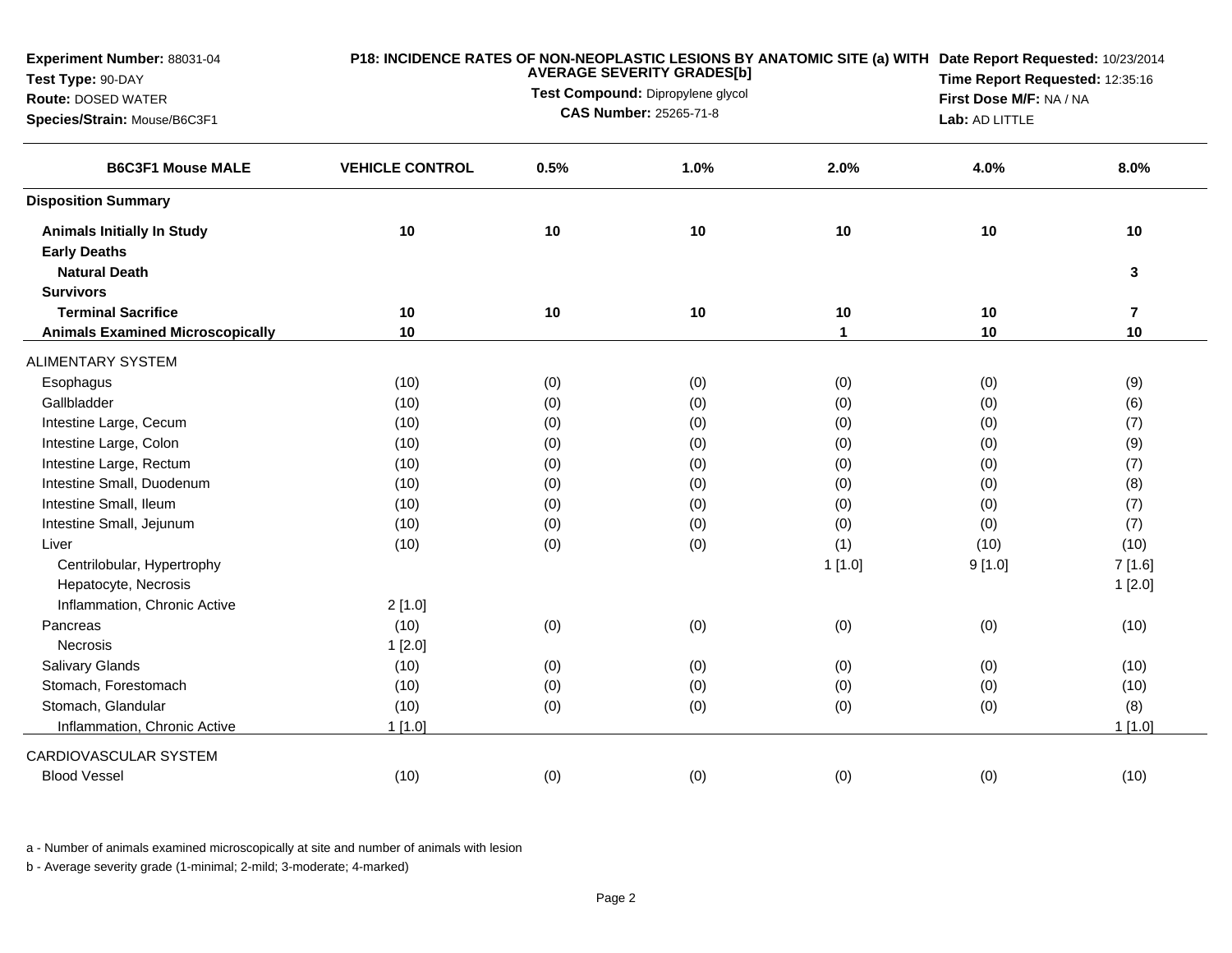**Experiment Number:** 88031-04
**Test Type:** 90-DAY
**Route:** DOSED WATER
**Species/Strain:** Mouse/B6C3F1

**P18: INCIDENCE RATES OF NON-NEOPLASTIC LESIONS BY ANATOMIC SITE (a) WITH AVERAGE SEVERITY GRADES[b]**
**Test Compound:** Dipropylene glycol
**CAS Number:** 25265-71-8

**Date Report Requested:** 10/23/2014
**Time Report Requested:** 12:35:16
**First Dose M/F:** NA / NA
**Lab:** AD LITTLE

| B6C3F1 Mouse MALE | VEHICLE CONTROL | 0.5% | 1.0% | 2.0% | 4.0% | 8.0% |
|---|---|---|---|---|---|---|
| **Disposition Summary** | | | | | | |
| **Animals Initially In Study** | **10** | **10** | **10** | **10** | **10** | **10** |
| **Early Deaths** | | | | | | |
| **Natural Death** | | | | | | **3** |
| **Survivors** | | | | | | |
| **Terminal Sacrifice** | **10** | **10** | **10** | **10** | **10** | **7** |
| **Animals Examined Microscopically** | **10** | | | **1** | **10** | **10** |
| ALIMENTARY SYSTEM | | | | | | |
| Esophagus | (10) | (0) | (0) | (0) | (0) | (9) |
| Gallbladder | (10) | (0) | (0) | (0) | (0) | (6) |
| Intestine Large, Cecum | (10) | (0) | (0) | (0) | (0) | (7) |
| Intestine Large, Colon | (10) | (0) | (0) | (0) | (0) | (9) |
| Intestine Large, Rectum | (10) | (0) | (0) | (0) | (0) | (7) |
| Intestine Small, Duodenum | (10) | (0) | (0) | (0) | (0) | (8) |
| Intestine Small, Ileum | (10) | (0) | (0) | (0) | (0) | (7) |
| Intestine Small, Jejunum | (10) | (0) | (0) | (0) | (0) | (7) |
| Liver | (10) | (0) | (0) | (1) | (10) | (10) |
| Centrilobular, Hypertrophy | | | | 1 [1.0] | 9 [1.0] | 7 [1.6] |
| Hepatocyte, Necrosis | | | | | | 1 [2.0] |
| Inflammation, Chronic Active | 2 [1.0] | | | | | |
| Pancreas | (10) | (0) | (0) | (0) | (0) | (10) |
| Necrosis | 1 [2.0] | | | | | |
| Salivary Glands | (10) | (0) | (0) | (0) | (0) | (10) |
| Stomach, Forestomach | (10) | (0) | (0) | (0) | (0) | (10) |
| Stomach, Glandular | (10) | (0) | (0) | (0) | (0) | (8) |
| Inflammation, Chronic Active | 1 [1.0] | | | | | 1 [1.0] |
| CARDIOVASCULAR SYSTEM | | | | | | |
| Blood Vessel | (10) | (0) | (0) | (0) | (0) | (10) |

a - Number of animals examined microscopically at site and number of animals with lesion

b - Average severity grade (1-minimal; 2-mild; 3-moderate; 4-marked)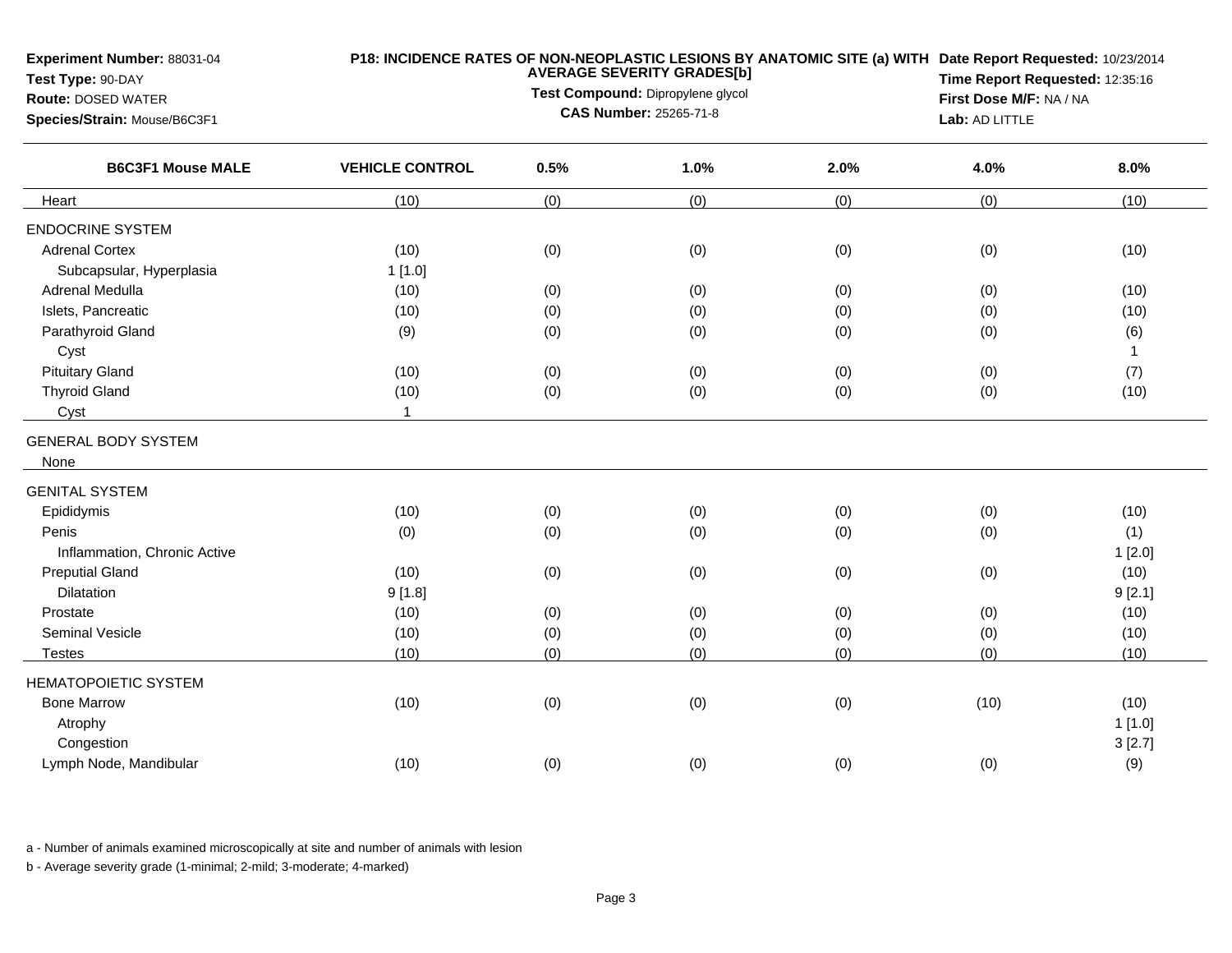**Experiment Number:** 88031-04
**Test Type:** 90-DAY
**Route:** DOSED WATER
**Species/Strain:** Mouse/B6C3F1

**P18: INCIDENCE RATES OF NON-NEOPLASTIC LESIONS BY ANATOMIC SITE (a) WITH AVERAGE SEVERITY GRADES[b]**
**Test Compound:** Dipropylene glycol
**CAS Number:** 25265-71-8

**Date Report Requested:** 10/23/2014
**Time Report Requested:** 12:35:16
**First Dose M/F:** NA / NA
**Lab:** AD LITTLE

| B6C3F1 Mouse MALE | VEHICLE CONTROL | 0.5% | 1.0% | 2.0% | 4.0% | 8.0% |
|---|---|---|---|---|---|---|
| Heart | (10) | (0) | (0) | (0) | (0) | (10) |
| ENDOCRINE SYSTEM | | | | | | |
| Adrenal Cortex | (10) | (0) | (0) | (0) | (0) | (10) |
| Subcapsular, Hyperplasia | 1 [1.0] | | | | | |
| Adrenal Medulla | (10) | (0) | (0) | (0) | (0) | (10) |
| Islets, Pancreatic | (10) | (0) | (0) | (0) | (0) | (10) |
| Parathyroid Gland | (9) | (0) | (0) | (0) | (0) | (6) |
| Cyst | | | | | | 1 |
| Pituitary Gland | (10) | (0) | (0) | (0) | (0) | (7) |
| Thyroid Gland | (10) | (0) | (0) | (0) | (0) | (10) |
| Cyst | 1 | | | | | |
| GENERAL BODY SYSTEM | | | | | | |
| None | | | | | | |
| GENITAL SYSTEM | | | | | | |
| Epididymis | (10) | (0) | (0) | (0) | (0) | (10) |
| Penis | (0) | (0) | (0) | (0) | (0) | (1) |
| Inflammation, Chronic Active | | | | | | 1 [2.0] |
| Preputial Gland | (10) | (0) | (0) | (0) | (0) | (10) |
| Dilatation | 9 [1.8] | | | | | 9 [2.1] |
| Prostate | (10) | (0) | (0) | (0) | (0) | (10) |
| Seminal Vesicle | (10) | (0) | (0) | (0) | (0) | (10) |
| Testes | (10) | (0) | (0) | (0) | (0) | (10) |
| HEMATOPOIETIC SYSTEM | | | | | | |
| Bone Marrow | (10) | (0) | (0) | (0) | (10) | (10) |
| Atrophy | | | | | | 1 [1.0] |
| Congestion | | | | | | 3 [2.7] |
| Lymph Node, Mandibular | (10) | (0) | (0) | (0) | (0) | (9) |

a - Number of animals examined microscopically at site and number of animals with lesion

b - Average severity grade (1-minimal; 2-mild; 3-moderate; 4-marked)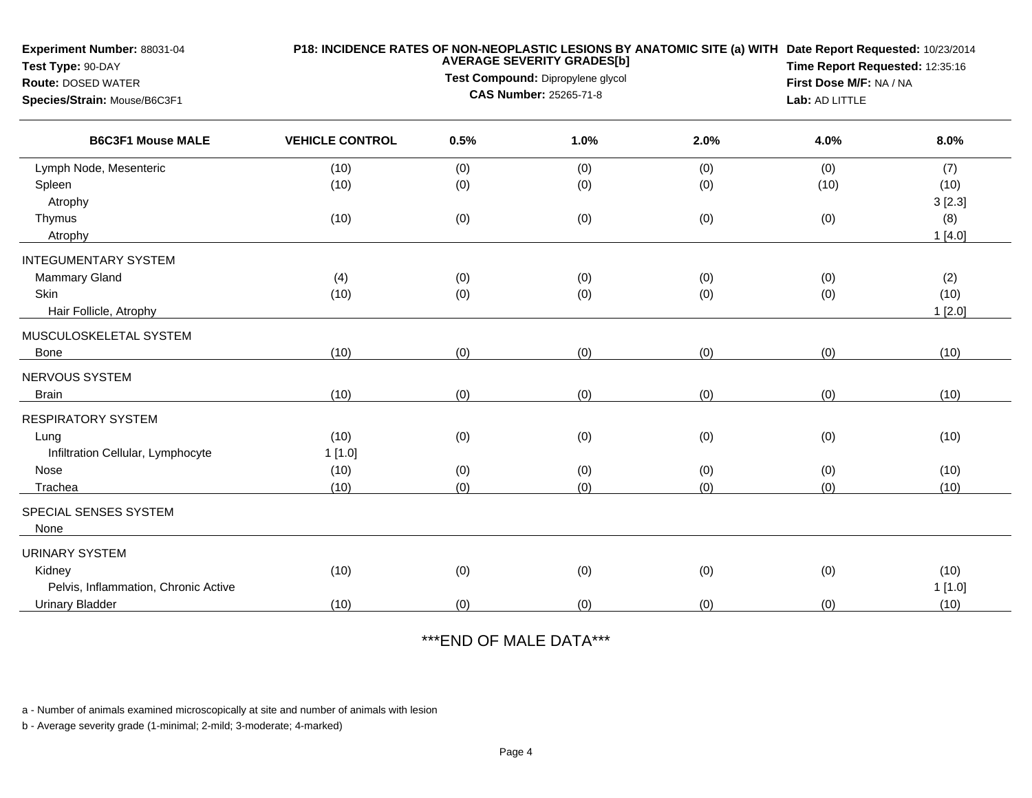**Experiment Number:** 88031-04
**Test Type:** 90-DAY
**Route:** DOSED WATER
**Species/Strain:** Mouse/B6C3F1

**P18: INCIDENCE RATES OF NON-NEOPLASTIC LESIONS BY ANATOMIC SITE (a) WITH AVERAGE SEVERITY GRADES[b]**
**Test Compound:** Dipropylene glycol
**CAS Number:** 25265-71-8

**Date Report Requested:** 10/23/2014
**Time Report Requested:** 12:35:16
**First Dose M/F:** NA / NA
**Lab:** AD LITTLE

| B6C3F1 Mouse MALE | VEHICLE CONTROL | 0.5% | 1.0% | 2.0% | 4.0% | 8.0% |
|---|---|---|---|---|---|---|
| Lymph Node, Mesenteric | (10) | (0) | (0) | (0) | (0) | (7) |
| Spleen | (10) | (0) | (0) | (0) | (10) | (10) |
| Atrophy | | | | | | 3 [2.3] |
| Thymus | (10) | (0) | (0) | (0) | (0) | (8) |
| Atrophy | | | | | | 1 [4.0] |
| INTEGUMENTARY SYSTEM | | | | | | |
| Mammary Gland | (4) | (0) | (0) | (0) | (0) | (2) |
| Skin | (10) | (0) | (0) | (0) | (0) | (10) |
| Hair Follicle, Atrophy | | | | | | 1 [2.0] |
| MUSCULOSKELETAL SYSTEM | | | | | | |
| Bone | (10) | (0) | (0) | (0) | (0) | (10) |
| NERVOUS SYSTEM | | | | | | |
| Brain | (10) | (0) | (0) | (0) | (0) | (10) |
| RESPIRATORY SYSTEM | | | | | | |
| Lung | (10) | (0) | (0) | (0) | (0) | (10) |
| Infiltration Cellular, Lymphocyte | 1 [1.0] | | | | | |
| Nose | (10) | (0) | (0) | (0) | (0) | (10) |
| Trachea | (10) | (0) | (0) | (0) | (0) | (10) |
| SPECIAL SENSES SYSTEM | | | | | | |
| None | | | | | | |
| URINARY SYSTEM | | | | | | |
| Kidney | (10) | (0) | (0) | (0) | (0) | (10) |
| Pelvis, Inflammation, Chronic Active | | | | | | 1 [1.0] |
| Urinary Bladder | (10) | (0) | (0) | (0) | (0) | (10) |

***END OF MALE DATA***

a - Number of animals examined microscopically at site and number of animals with lesion

b - Average severity grade (1-minimal; 2-mild; 3-moderate; 4-marked)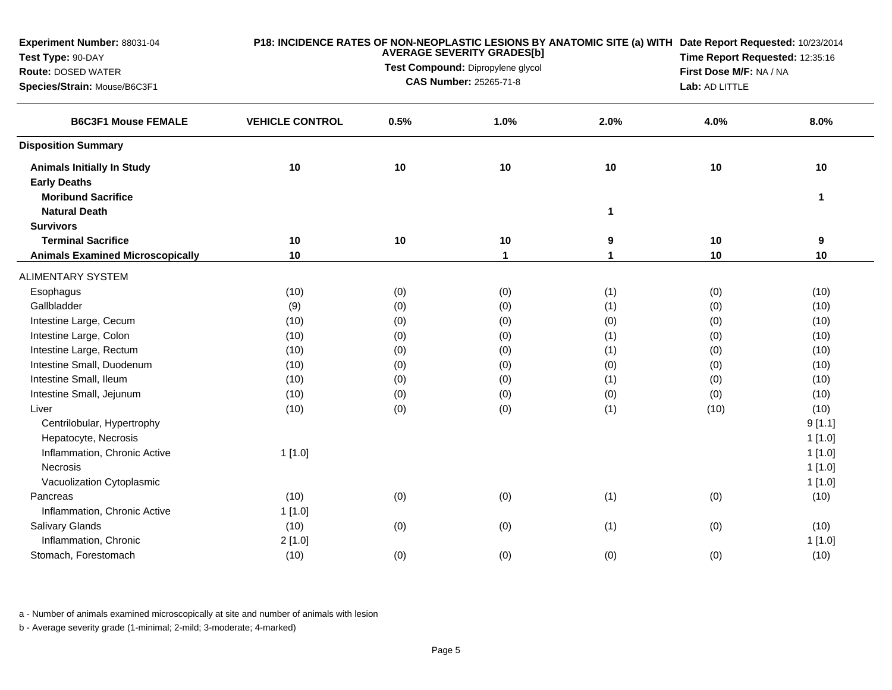**Experiment Number:** 88031-04
**Test Type:** 90-DAY
**Route:** DOSED WATER
**Species/Strain:** Mouse/B6C3F1

**P18: INCIDENCE RATES OF NON-NEOPLASTIC LESIONS BY ANATOMIC SITE (a) WITH AVERAGE SEVERITY GRADES[b]**
**Test Compound:** Dipropylene glycol
**CAS Number:** 25265-71-8

**Date Report Requested:** 10/23/2014
**Time Report Requested:** 12:35:16
**First Dose M/F:** NA / NA
**Lab:** AD LITTLE

| B6C3F1 Mouse FEMALE | VEHICLE CONTROL | 0.5% | 1.0% | 2.0% | 4.0% | 8.0% |
|---|---|---|---|---|---|---|
| **Disposition Summary** | | | | | | |
| **Animals Initially In Study** | 10 | 10 | 10 | 10 | 10 | 10 |
| **Early Deaths** | | | | | | |
| **Moribund Sacrifice** | | | | | | 1 |
| **Natural Death** | | | | 1 | | |
| **Survivors** | | | | | | |
| **Terminal Sacrifice** | 10 | 10 | 10 | 9 | 10 | 9 |
| **Animals Examined Microscopically** | 10 | | 1 | 1 | 10 | 10 |
| ALIMENTARY SYSTEM | | | | | | |
| Esophagus | (10) | (0) | (0) | (1) | (0) | (10) |
| Gallbladder | (9) | (0) | (0) | (1) | (0) | (10) |
| Intestine Large, Cecum | (10) | (0) | (0) | (0) | (0) | (10) |
| Intestine Large, Colon | (10) | (0) | (0) | (1) | (0) | (10) |
| Intestine Large, Rectum | (10) | (0) | (0) | (1) | (0) | (10) |
| Intestine Small, Duodenum | (10) | (0) | (0) | (0) | (0) | (10) |
| Intestine Small, Ileum | (10) | (0) | (0) | (1) | (0) | (10) |
| Intestine Small, Jejunum | (10) | (0) | (0) | (0) | (0) | (10) |
| Liver | (10) | (0) | (0) | (1) | (10) | (10) |
| Centrilobular, Hypertrophy | | | | | | 9 [1.1] |
| Hepatocyte, Necrosis | | | | | | 1 [1.0] |
| Inflammation, Chronic Active | 1 [1.0] | | | | | 1 [1.0] |
| Necrosis | | | | | | 1 [1.0] |
| Vacuolization Cytoplasmic | | | | | | 1 [1.0] |
| Pancreas | (10) | (0) | (0) | (1) | (0) | (10) |
| Inflammation, Chronic Active | 1 [1.0] | | | | | |
| Salivary Glands | (10) | (0) | (0) | (1) | (0) | (10) |
| Inflammation, Chronic | 2 [1.0] | | | | | 1 [1.0] |
| Stomach, Forestomach | (10) | (0) | (0) | (0) | (0) | (10) |

a - Number of animals examined microscopically at site and number of animals with lesion

b - Average severity grade (1-minimal; 2-mild; 3-moderate; 4-marked)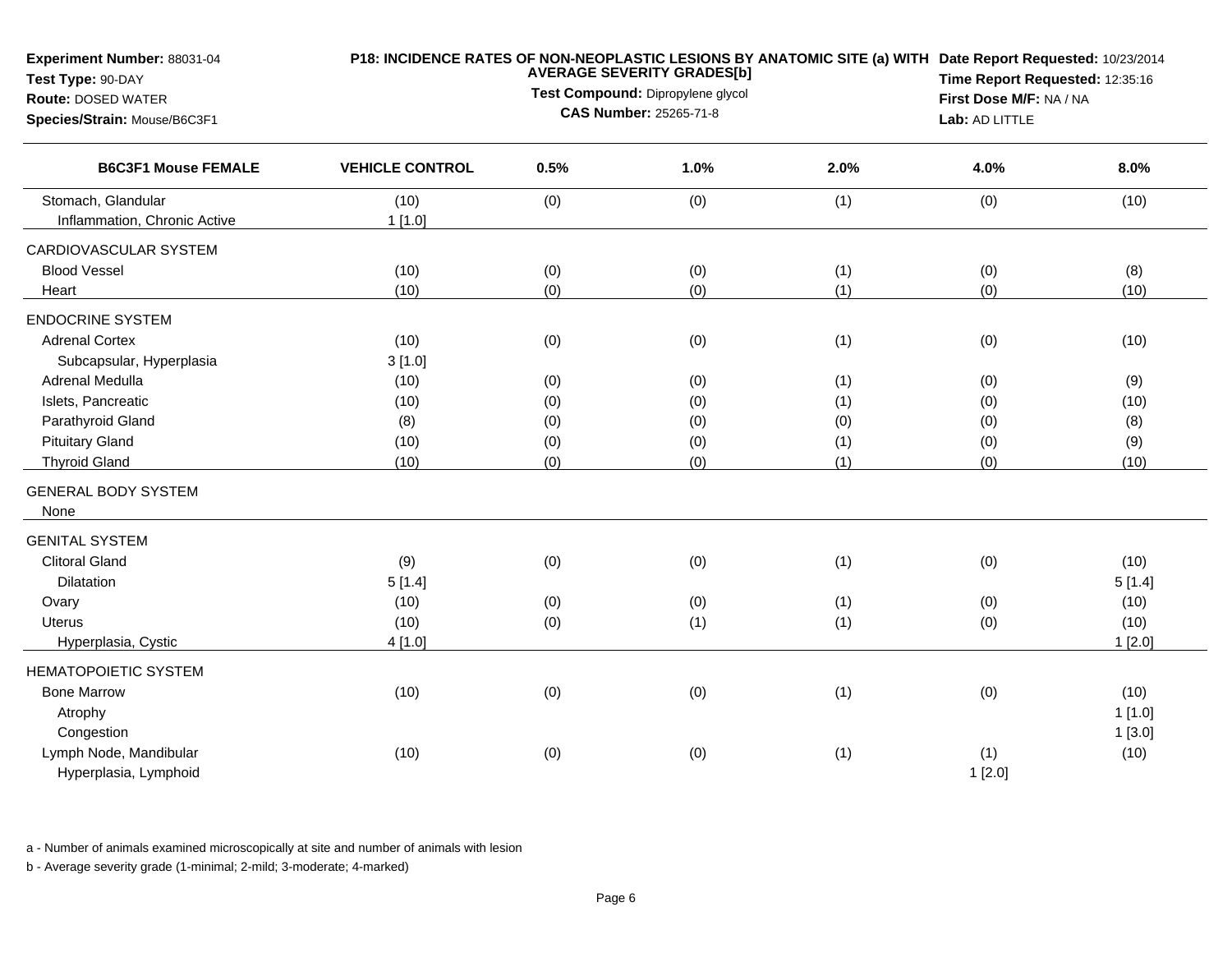**Experiment Number:** 88031-04
**Test Type:** 90-DAY
**Route:** DOSED WATER
**Species/Strain:** Mouse/B6C3F1

**P18: INCIDENCE RATES OF NON-NEOPLASTIC LESIONS BY ANATOMIC SITE (a) WITH AVERAGE SEVERITY GRADES[b]**
**Test Compound:** Dipropylene glycol
**CAS Number:** 25265-71-8

**Date Report Requested:** 10/23/2014
**Time Report Requested:** 12:35:16
**First Dose M/F:** NA / NA
**Lab:** AD LITTLE

| B6C3F1 Mouse FEMALE | VEHICLE CONTROL | 0.5% | 1.0% | 2.0% | 4.0% | 8.0% |
|---|---|---|---|---|---|---|
| Stomach, Glandular | (10) | (0) | (0) | (1) | (0) | (10) |
| Inflammation, Chronic Active | 1 [1.0] | | | | | |
| CARDIOVASCULAR SYSTEM | | | | | | |
| Blood Vessel | (10) | (0) | (0) | (1) | (0) | (8) |
| Heart | (10) | (0) | (0) | (1) | (0) | (10) |
| ENDOCRINE SYSTEM | | | | | | |
| Adrenal Cortex | (10) | (0) | (0) | (1) | (0) | (10) |
| Subcapsular, Hyperplasia | 3 [1.0] | | | | | |
| Adrenal Medulla | (10) | (0) | (0) | (1) | (0) | (9) |
| Islets, Pancreatic | (10) | (0) | (0) | (1) | (0) | (10) |
| Parathyroid Gland | (8) | (0) | (0) | (0) | (0) | (8) |
| Pituitary Gland | (10) | (0) | (0) | (1) | (0) | (9) |
| Thyroid Gland | (10) | (0) | (0) | (1) | (0) | (10) |
| GENERAL BODY SYSTEM | | | | | | |
| None | | | | | | |
| GENITAL SYSTEM | | | | | | |
| Clitoral Gland | (9) | (0) | (0) | (1) | (0) | (10) |
| Dilatation | 5 [1.4] | | | | | 5 [1.4] |
| Ovary | (10) | (0) | (0) | (1) | (0) | (10) |
| Uterus | (10) | (0) | (1) | (1) | (0) | (10) |
| Hyperplasia, Cystic | 4 [1.0] | | | | | 1 [2.0] |
| HEMATOPOIETIC SYSTEM | | | | | | |
| Bone Marrow | (10) | (0) | (0) | (1) | (0) | (10) |
| Atrophy | | | | | | 1 [1.0] |
| Congestion | | | | | | 1 [3.0] |
| Lymph Node, Mandibular | (10) | (0) | (0) | (1) | (1) | (10) |
| Hyperplasia, Lymphoid | | | | | 1 [2.0] | |

a - Number of animals examined microscopically at site and number of animals with lesion

b - Average severity grade (1-minimal; 2-mild; 3-moderate; 4-marked)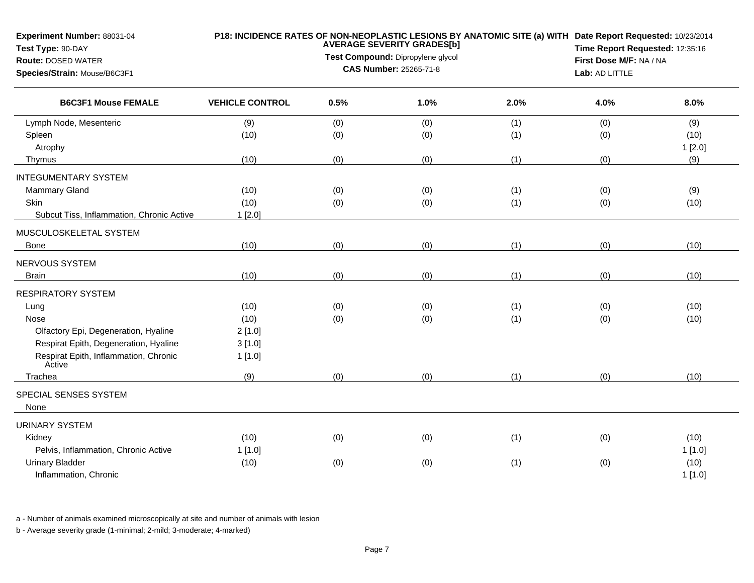**Experiment Number:** 88031-04
**Test Type:** 90-DAY
**Route:** DOSED WATER
**Species/Strain:** Mouse/B6C3F1

**P18: INCIDENCE RATES OF NON-NEOPLASTIC LESIONS BY ANATOMIC SITE (a) WITH AVERAGE SEVERITY GRADES[b]**
**Test Compound:** Dipropylene glycol
**CAS Number:** 25265-71-8

**Date Report Requested:** 10/23/2014
**Time Report Requested:** 12:35:16
**First Dose M/F:** NA / NA
**Lab:** AD LITTLE

| B6C3F1 Mouse FEMALE | VEHICLE CONTROL | 0.5% | 1.0% | 2.0% | 4.0% | 8.0% |
|---|---|---|---|---|---|---|
| Lymph Node, Mesenteric | (9) | (0) | (0) | (1) | (0) | (9) |
| Spleen | (10) | (0) | (0) | (1) | (0) | (10) |
| Atrophy | | | | | | 1 [2.0] |
| Thymus | (10) | (0) | (0) | (1) | (0) | (9) |
| INTEGUMENTARY SYSTEM | | | | | | |
| Mammary Gland | (10) | (0) | (0) | (1) | (0) | (9) |
| Skin | (10) | (0) | (0) | (1) | (0) | (10) |
| Subcut Tiss, Inflammation, Chronic Active | 1 [2.0] | | | | | |
| MUSCULOSKELETAL SYSTEM | | | | | | |
| Bone | (10) | (0) | (0) | (1) | (0) | (10) |
| NERVOUS SYSTEM | | | | | | |
| Brain | (10) | (0) | (0) | (1) | (0) | (10) |
| RESPIRATORY SYSTEM | | | | | | |
| Lung | (10) | (0) | (0) | (1) | (0) | (10) |
| Nose | (10) | (0) | (0) | (1) | (0) | (10) |
| Olfactory Epi, Degeneration, Hyaline | 2 [1.0] | | | | | |
| Respirat Epith, Degeneration, Hyaline | 3 [1.0] | | | | | |
| Respirat Epith, Inflammation, Chronic Active | 1 [1.0] | | | | | |
| Trachea | (9) | (0) | (0) | (1) | (0) | (10) |
| SPECIAL SENSES SYSTEM | | | | | | |
| None | | | | | | |
| URINARY SYSTEM | | | | | | |
| Kidney | (10) | (0) | (0) | (1) | (0) | (10) |
| Pelvis, Inflammation, Chronic Active | 1 [1.0] | | | | | 1 [1.0] |
| Urinary Bladder | (10) | (0) | (0) | (1) | (0) | (10) |
| Inflammation, Chronic | | | | | | 1 [1.0] |

a - Number of animals examined microscopically at site and number of animals with lesion

b - Average severity grade (1-minimal; 2-mild; 3-moderate; 4-marked)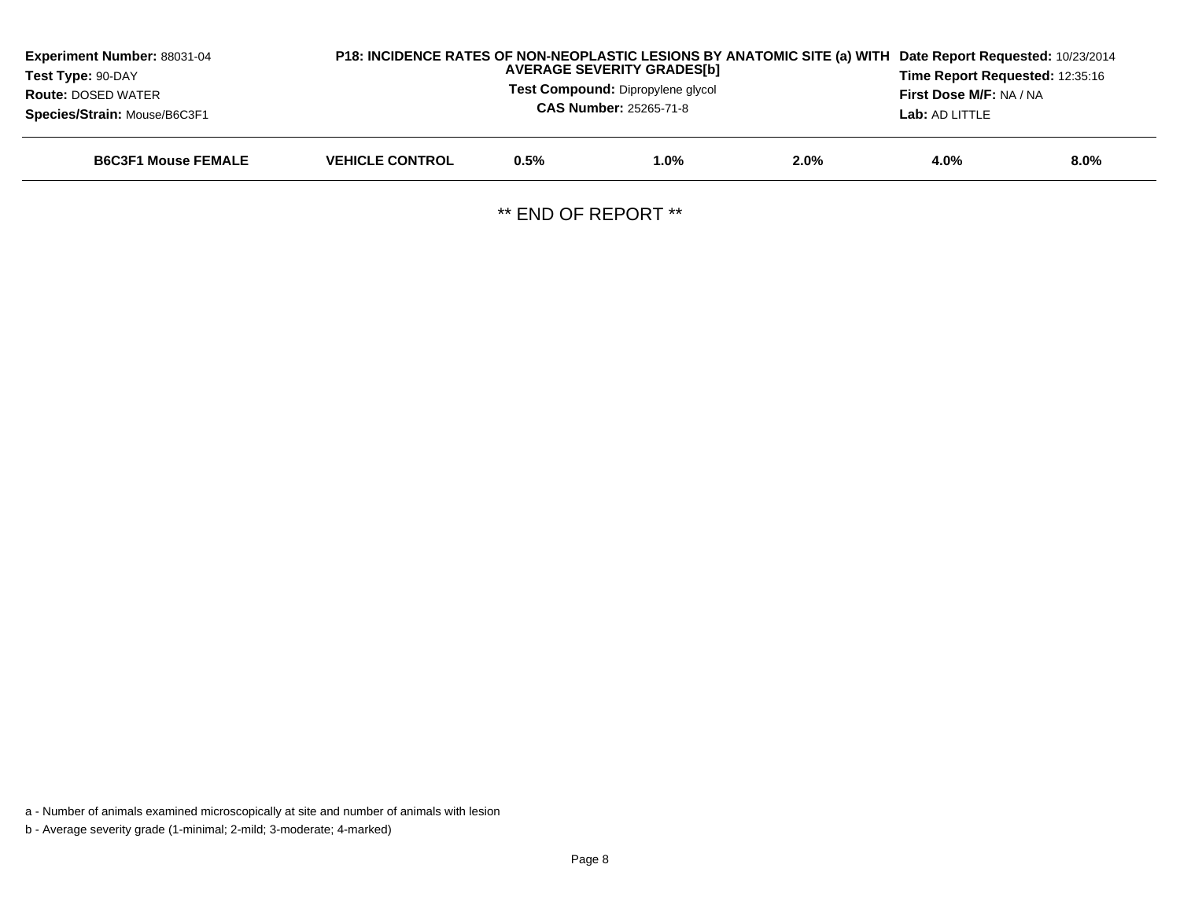**Experiment Number:** 88031-04
**Test Type:** 90-DAY
**Route:** DOSED WATER
**Species/Strain:** Mouse/B6C3F1

**P18: INCIDENCE RATES OF NON-NEOPLASTIC LESIONS BY ANATOMIC SITE (a) WITH AVERAGE SEVERITY GRADES[b]**
**Test Compound:** Dipropylene glycol
**CAS Number:** 25265-71-8

**Date Report Requested:** 10/23/2014
**Time Report Requested:** 12:35:16
**First Dose M/F:** NA / NA
**Lab:** AD LITTLE

| B6C3F1 Mouse FEMALE | VEHICLE CONTROL | 0.5% | 1.0% | 2.0% | 4.0% | 8.0% |
|---|---|---|---|---|---|---|

** END OF REPORT **

a - Number of animals examined microscopically at site and number of animals with lesion

b - Average severity grade (1-minimal; 2-mild; 3-moderate; 4-marked)